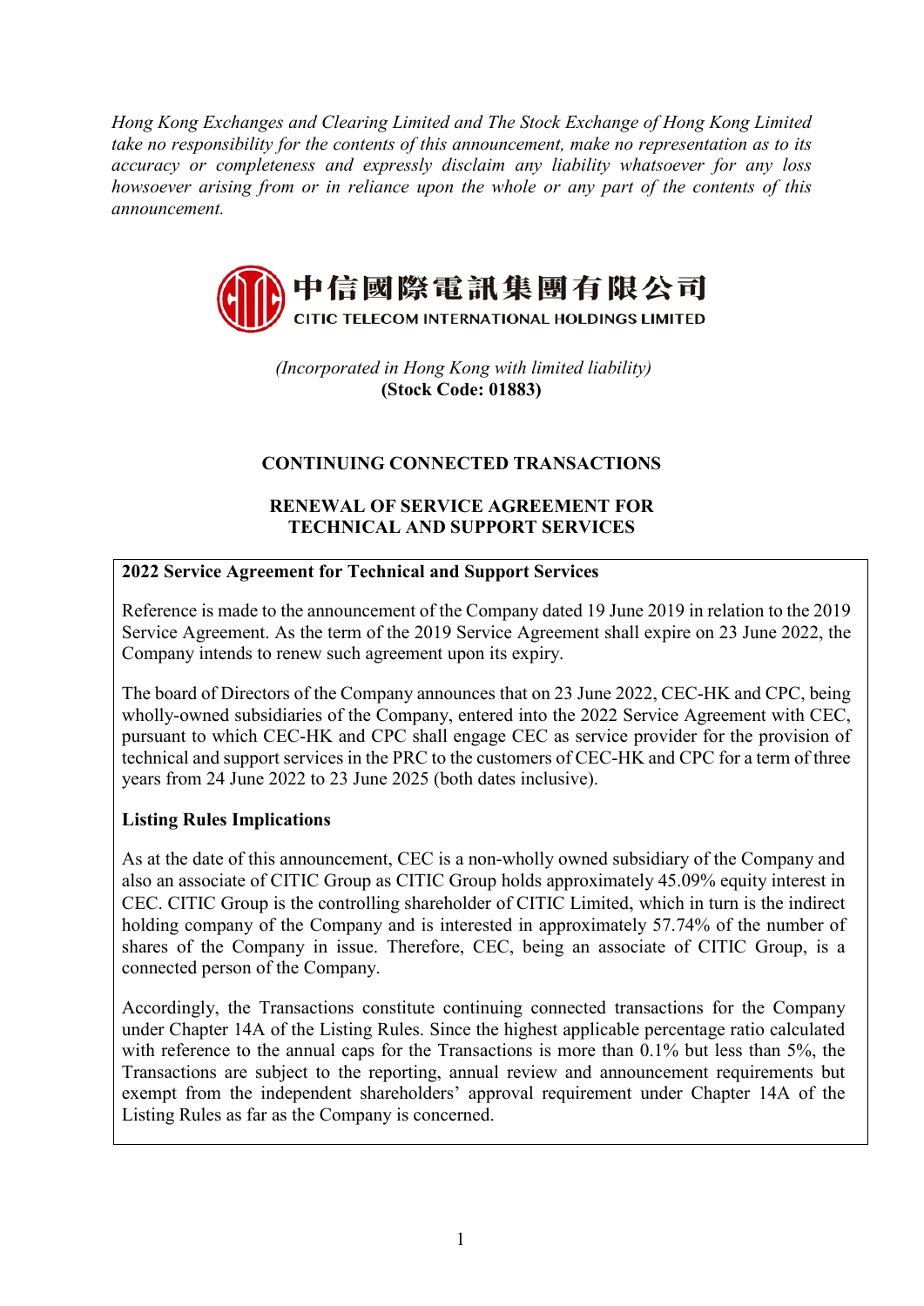*Hong Kong Exchanges and Clearing Limited and The Stock Exchange of Hong Kong Limited take no responsibility for the contents of this announcement, make no representation as to its accuracy or completeness and expressly disclaim any liability whatsoever for any loss howsoever arising from or in reliance upon the whole or any part of the contents of this announcement.*

中信國際電訊集團有限公司

CITIC TELECOM INTERNATIONAL HOLDINGS LIMITED

*(Incorporated in Hong Kong with limited liability)*

**(Stock Code: 01883)**

# CONTINUING CONNECTED TRANSACTIONS

# RENEWAL OF SERVICE AGREEMENT FOR TECHNICAL AND SUPPORT SERVICES

**2022 Service Agreement for Technical and Support Services**

Reference is made to the announcement of the Company dated 19 June 2019 in relation to the 2019 Service Agreement. As the term of the 2019 Service Agreement shall expire on 23 June 2022, the Company intends to renew such agreement upon its expiry.

The board of Directors of the Company announces that on 23 June 2022, CEC-HK and CPC, being wholly-owned subsidiaries of the Company, entered into the 2022 Service Agreement with CEC, pursuant to which CEC-HK and CPC shall engage CEC as service provider for the provision of technical and support services in the PRC to the customers of CEC-HK and CPC for a term of three years from 24 June 2022 to 23 June 2025 (both dates inclusive).

**Listing Rules Implications**

As at the date of this announcement, CEC is a non-wholly owned subsidiary of the Company and also an associate of CITIC Group as CITIC Group holds approximately 45.09% equity interest in CEC. CITIC Group is the controlling shareholder of CITIC Limited, which in turn is the indirect holding company of the Company and is interested in approximately 57.74% of the number of shares of the Company in issue. Therefore, CEC, being an associate of CITIC Group, is a connected person of the Company.

Accordingly, the Transactions constitute continuing connected transactions for the Company under Chapter 14A of the Listing Rules. Since the highest applicable percentage ratio calculated with reference to the annual caps for the Transactions is more than 0.1% but less than 5%, the Transactions are subject to the reporting, annual review and announcement requirements but exempt from the independent shareholders' approval requirement under Chapter 14A of the Listing Rules as far as the Company is concerned.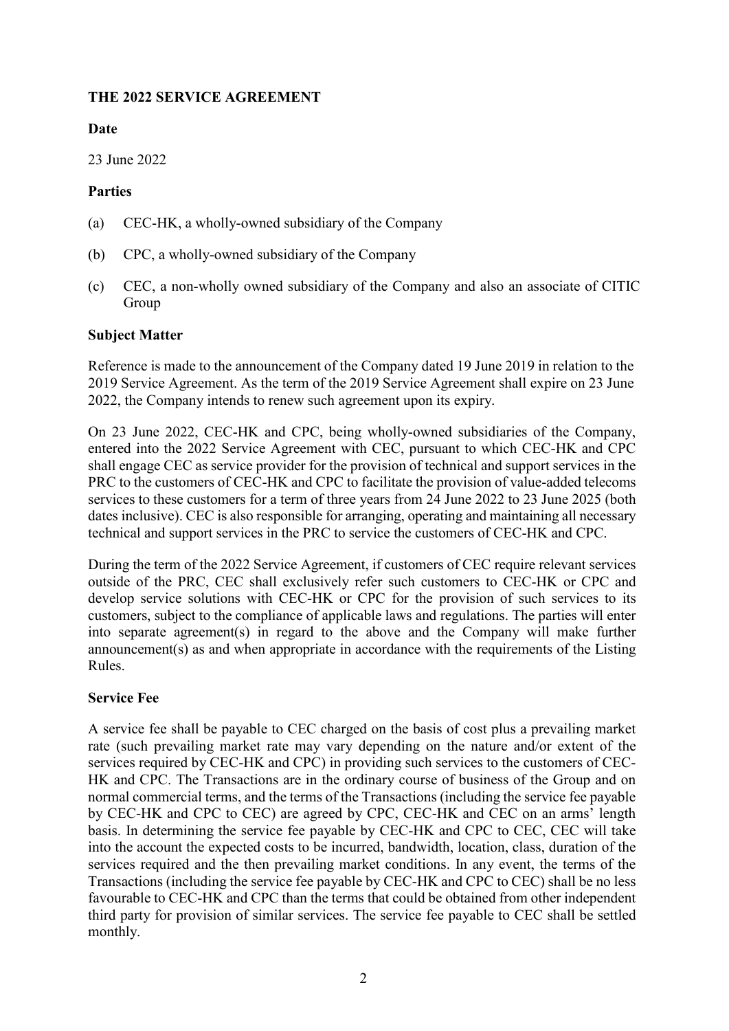## THE 2022 SERVICE AGREEMENT

### Date

23 June 2022

### Parties

(a) CEC-HK, a wholly-owned subsidiary of the Company

(b) CPC, a wholly-owned subsidiary of the Company

(c) CEC, a non-wholly owned subsidiary of the Company and also an associate of CITIC Group

### Subject Matter

Reference is made to the announcement of the Company dated 19 June 2019 in relation to the 2019 Service Agreement. As the term of the 2019 Service Agreement shall expire on 23 June 2022, the Company intends to renew such agreement upon its expiry.

On 23 June 2022, CEC-HK and CPC, being wholly-owned subsidiaries of the Company, entered into the 2022 Service Agreement with CEC, pursuant to which CEC-HK and CPC shall engage CEC as service provider for the provision of technical and support services in the PRC to the customers of CEC-HK and CPC to facilitate the provision of value-added telecoms services to these customers for a term of three years from 24 June 2022 to 23 June 2025 (both dates inclusive). CEC is also responsible for arranging, operating and maintaining all necessary technical and support services in the PRC to service the customers of CEC-HK and CPC.

During the term of the 2022 Service Agreement, if customers of CEC require relevant services outside of the PRC, CEC shall exclusively refer such customers to CEC-HK or CPC and develop service solutions with CEC-HK or CPC for the provision of such services to its customers, subject to the compliance of applicable laws and regulations. The parties will enter into separate agreement(s) in regard to the above and the Company will make further announcement(s) as and when appropriate in accordance with the requirements of the Listing Rules.

### Service Fee

A service fee shall be payable to CEC charged on the basis of cost plus a prevailing market rate (such prevailing market rate may vary depending on the nature and/or extent of the services required by CEC-HK and CPC) in providing such services to the customers of CEC-HK and CPC. The Transactions are in the ordinary course of business of the Group and on normal commercial terms, and the terms of the Transactions (including the service fee payable by CEC-HK and CPC to CEC) are agreed by CPC, CEC-HK and CEC on an arms' length basis. In determining the service fee payable by CEC-HK and CPC to CEC, CEC will take into the account the expected costs to be incurred, bandwidth, location, class, duration of the services required and the then prevailing market conditions. In any event, the terms of the Transactions (including the service fee payable by CEC-HK and CPC to CEC) shall be no less favourable to CEC-HK and CPC than the terms that could be obtained from other independent third party for provision of similar services. The service fee payable to CEC shall be settled monthly.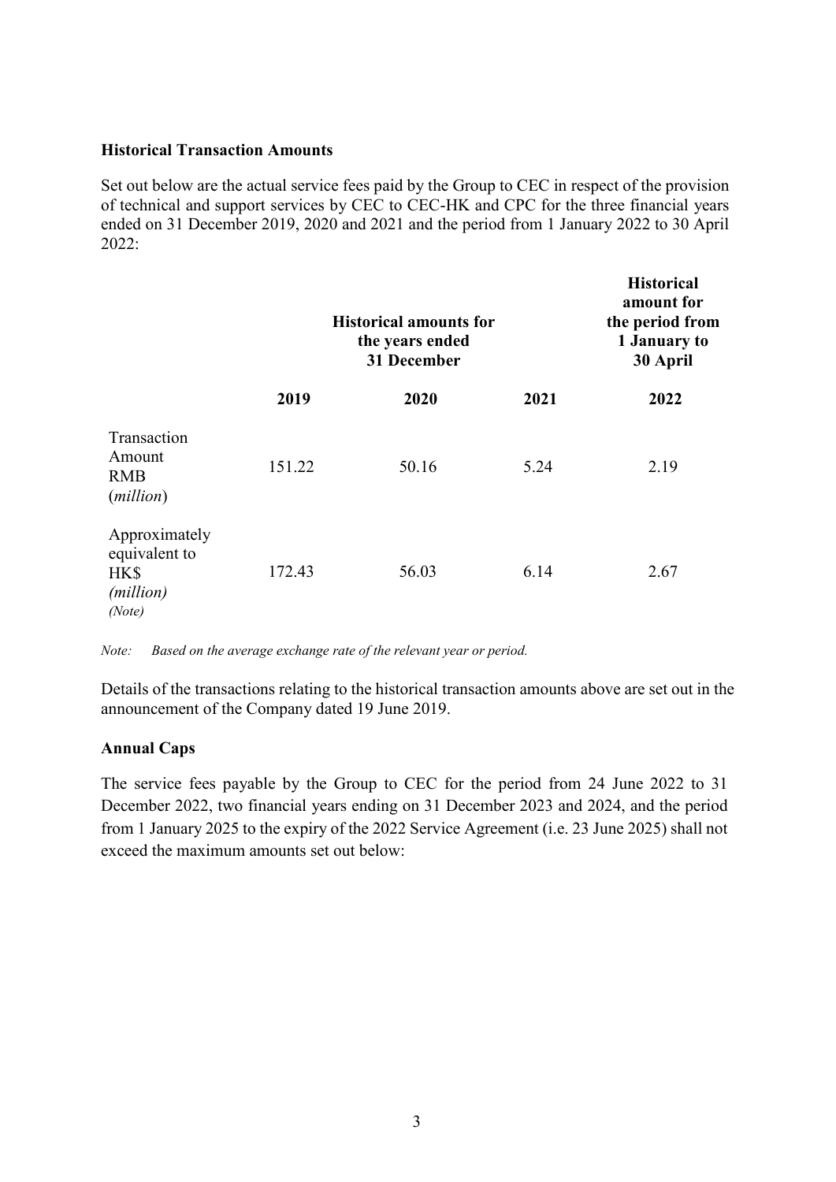**Historical Transaction Amounts**

Set out below are the actual service fees paid by the Group to CEC in respect of the provision of technical and support services by CEC to CEC-HK and CPC for the three financial years ended on 31 December 2019, 2020 and 2021 and the period from 1 January 2022 to 30 April 2022:

| | Historical amounts for the years ended 31 December | | | Historical amount for the period from 1 January to 30 April |
|---|---|---|---|---|
| | **2019** | **2020** | **2021** | **2022** |
| Transaction Amount RMB (*million*) | 151.22 | 50.16 | 5.24 | 2.19 |
| Approximately equivalent to HK$ *(million)* *(Note)* | 172.43 | 56.03 | 6.14 | 2.67 |

*Note: Based on the average exchange rate of the relevant year or period.*

Details of the transactions relating to the historical transaction amounts above are set out in the announcement of the Company dated 19 June 2019.

**Annual Caps**

The service fees payable by the Group to CEC for the period from 24 June 2022 to 31 December 2022, two financial years ending on 31 December 2023 and 2024, and the period from 1 January 2025 to the expiry of the 2022 Service Agreement (i.e. 23 June 2025) shall not exceed the maximum amounts set out below: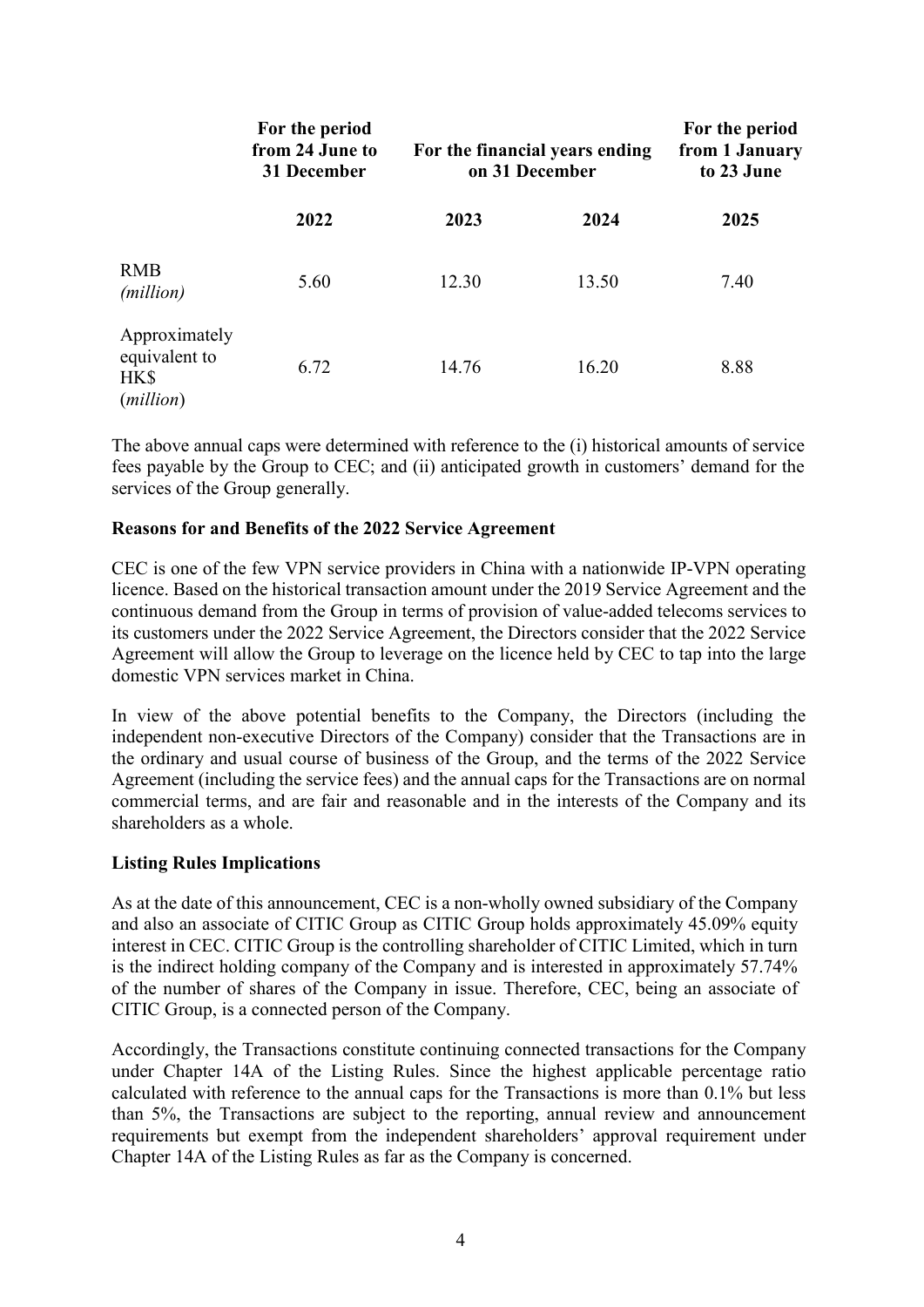| | For the period from 24 June to 31 December | For the financial years ending on 31 December | | For the period from 1 January to 23 June |
|---|---|---|---|---|
| | **2022** | **2023** | **2024** | **2025** |
| RMB *(million)* | 5.60 | 12.30 | 13.50 | 7.40 |
| Approximately equivalent to HK$ (*million*) | 6.72 | 14.76 | 16.20 | 8.88 |

The above annual caps were determined with reference to the (i) historical amounts of service fees payable by the Group to CEC; and (ii) anticipated growth in customers' demand for the services of the Group generally.

**Reasons for and Benefits of the 2022 Service Agreement**

CEC is one of the few VPN service providers in China with a nationwide IP-VPN operating licence. Based on the historical transaction amount under the 2019 Service Agreement and the continuous demand from the Group in terms of provision of value-added telecoms services to its customers under the 2022 Service Agreement, the Directors consider that the 2022 Service Agreement will allow the Group to leverage on the licence held by CEC to tap into the large domestic VPN services market in China.

In view of the above potential benefits to the Company, the Directors (including the independent non-executive Directors of the Company) consider that the Transactions are in the ordinary and usual course of business of the Group, and the terms of the 2022 Service Agreement (including the service fees) and the annual caps for the Transactions are on normal commercial terms, and are fair and reasonable and in the interests of the Company and its shareholders as a whole.

**Listing Rules Implications**

As at the date of this announcement, CEC is a non-wholly owned subsidiary of the Company and also an associate of CITIC Group as CITIC Group holds approximately 45.09% equity interest in CEC. CITIC Group is the controlling shareholder of CITIC Limited, which in turn is the indirect holding company of the Company and is interested in approximately 57.74% of the number of shares of the Company in issue. Therefore, CEC, being an associate of CITIC Group, is a connected person of the Company.

Accordingly, the Transactions constitute continuing connected transactions for the Company under Chapter 14A of the Listing Rules. Since the highest applicable percentage ratio calculated with reference to the annual caps for the Transactions is more than 0.1% but less than 5%, the Transactions are subject to the reporting, annual review and announcement requirements but exempt from the independent shareholders' approval requirement under Chapter 14A of the Listing Rules as far as the Company is concerned.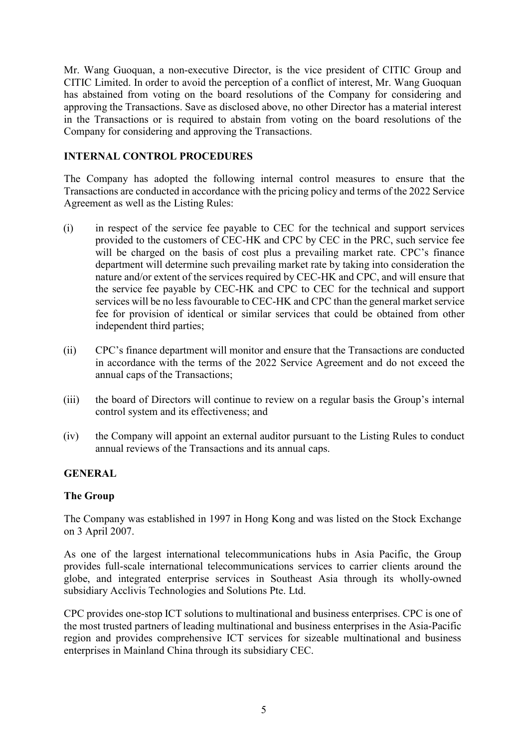Mr. Wang Guoquan, a non-executive Director, is the vice president of CITIC Group and CITIC Limited. In order to avoid the perception of a conflict of interest, Mr. Wang Guoquan has abstained from voting on the board resolutions of the Company for considering and approving the Transactions. Save as disclosed above, no other Director has a material interest in the Transactions or is required to abstain from voting on the board resolutions of the Company for considering and approving the Transactions.

## INTERNAL CONTROL PROCEDURES

The Company has adopted the following internal control measures to ensure that the Transactions are conducted in accordance with the pricing policy and terms of the 2022 Service Agreement as well as the Listing Rules:

(i) in respect of the service fee payable to CEC for the technical and support services provided to the customers of CEC-HK and CPC by CEC in the PRC, such service fee will be charged on the basis of cost plus a prevailing market rate. CPC's finance department will determine such prevailing market rate by taking into consideration the nature and/or extent of the services required by CEC-HK and CPC, and will ensure that the service fee payable by CEC-HK and CPC to CEC for the technical and support services will be no less favourable to CEC-HK and CPC than the general market service fee for provision of identical or similar services that could be obtained from other independent third parties;

(ii) CPC's finance department will monitor and ensure that the Transactions are conducted in accordance with the terms of the 2022 Service Agreement and do not exceed the annual caps of the Transactions;

(iii) the board of Directors will continue to review on a regular basis the Group's internal control system and its effectiveness; and

(iv) the Company will appoint an external auditor pursuant to the Listing Rules to conduct annual reviews of the Transactions and its annual caps.

## GENERAL

### The Group

The Company was established in 1997 in Hong Kong and was listed on the Stock Exchange on 3 April 2007.

As one of the largest international telecommunications hubs in Asia Pacific, the Group provides full-scale international telecommunications services to carrier clients around the globe, and integrated enterprise services in Southeast Asia through its wholly-owned subsidiary Acclivis Technologies and Solutions Pte. Ltd.

CPC provides one-stop ICT solutions to multinational and business enterprises. CPC is one of the most trusted partners of leading multinational and business enterprises in the Asia-Pacific region and provides comprehensive ICT services for sizeable multinational and business enterprises in Mainland China through its subsidiary CEC.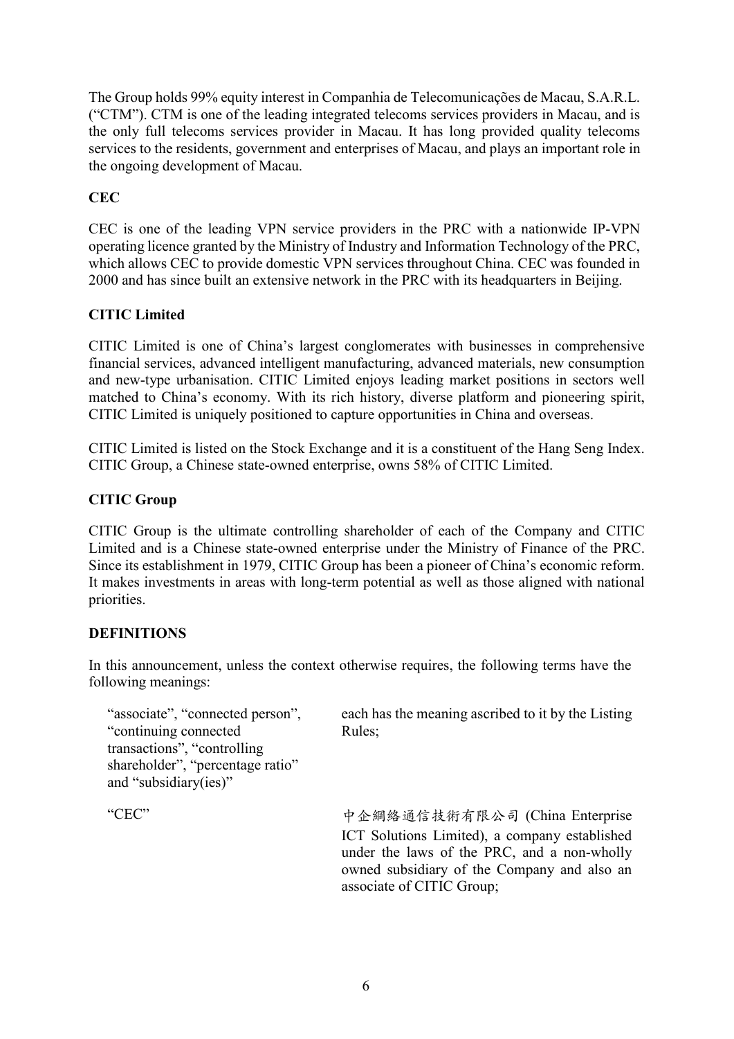The Group holds 99% equity interest in Companhia de Telecomunicações de Macau, S.A.R.L. ("CTM"). CTM is one of the leading integrated telecoms services providers in Macau, and is the only full telecoms services provider in Macau. It has long provided quality telecoms services to the residents, government and enterprises of Macau, and plays an important role in the ongoing development of Macau.

**CEC**

CEC is one of the leading VPN service providers in the PRC with a nationwide IP-VPN operating licence granted by the Ministry of Industry and Information Technology of the PRC, which allows CEC to provide domestic VPN services throughout China. CEC was founded in 2000 and has since built an extensive network in the PRC with its headquarters in Beijing.

**CITIC Limited**

CITIC Limited is one of China's largest conglomerates with businesses in comprehensive financial services, advanced intelligent manufacturing, advanced materials, new consumption and new-type urbanisation. CITIC Limited enjoys leading market positions in sectors well matched to China's economy. With its rich history, diverse platform and pioneering spirit, CITIC Limited is uniquely positioned to capture opportunities in China and overseas.

CITIC Limited is listed on the Stock Exchange and it is a constituent of the Hang Seng Index. CITIC Group, a Chinese state-owned enterprise, owns 58% of CITIC Limited.

**CITIC Group**

CITIC Group is the ultimate controlling shareholder of each of the Company and CITIC Limited and is a Chinese state-owned enterprise under the Ministry of Finance of the PRC. Since its establishment in 1979, CITIC Group has been a pioneer of China's economic reform. It makes investments in areas with long-term potential as well as those aligned with national priorities.

**DEFINITIONS**

In this announcement, unless the context otherwise requires, the following terms have the following meanings:

| | |
|---|---|
| "associate", "connected person", "continuing connected transactions", "controlling shareholder", "percentage ratio" and "subsidiary(ies)" | each has the meaning ascribed to it by the Listing Rules; |
| "CEC" | 中企網絡通信技術有限公司 (China Enterprise ICT Solutions Limited), a company established under the laws of the PRC, and a non-wholly owned subsidiary of the Company and also an associate of CITIC Group; |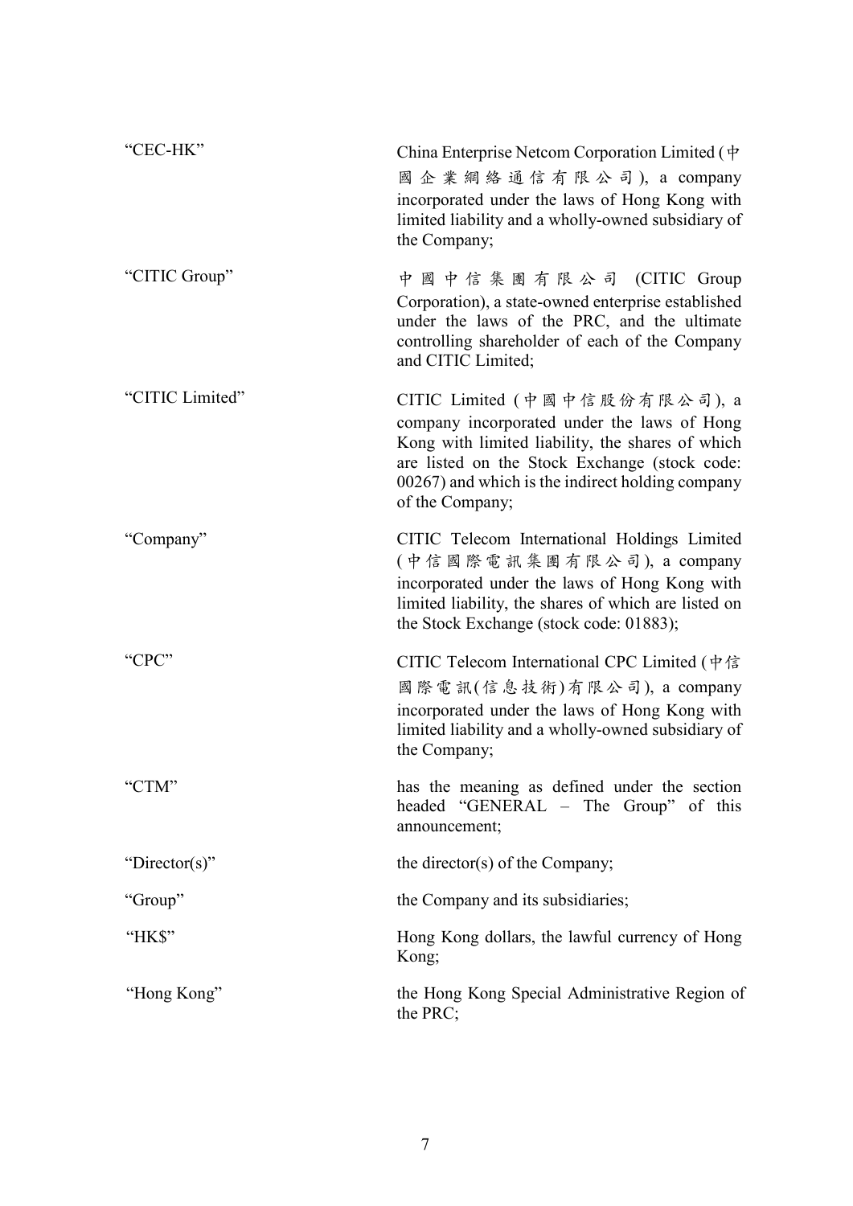| | |
|---|---|
| "CEC-HK" | China Enterprise Netcom Corporation Limited (中國企業網絡通信有限公司), a company incorporated under the laws of Hong Kong with limited liability and a wholly-owned subsidiary of the Company; |
| "CITIC Group" | 中國中信集團有限公司 (CITIC Group Corporation), a state-owned enterprise established under the laws of the PRC, and the ultimate controlling shareholder of each of the Company and CITIC Limited; |
| "CITIC Limited" | CITIC Limited (中國中信股份有限公司), a company incorporated under the laws of Hong Kong with limited liability, the shares of which are listed on the Stock Exchange (stock code: 00267) and which is the indirect holding company of the Company; |
| "Company" | CITIC Telecom International Holdings Limited (中信國際電訊集團有限公司), a company incorporated under the laws of Hong Kong with limited liability, the shares of which are listed on the Stock Exchange (stock code: 01883); |
| "CPC" | CITIC Telecom International CPC Limited (中信國際電訊(信息技術)有限公司), a company incorporated under the laws of Hong Kong with limited liability and a wholly-owned subsidiary of the Company; |
| "CTM" | has the meaning as defined under the section headed "GENERAL – The Group" of this announcement; |
| "Director(s)" | the director(s) of the Company; |
| "Group" | the Company and its subsidiaries; |
| "HK$" | Hong Kong dollars, the lawful currency of Hong Kong; |
| "Hong Kong" | the Hong Kong Special Administrative Region of the PRC; |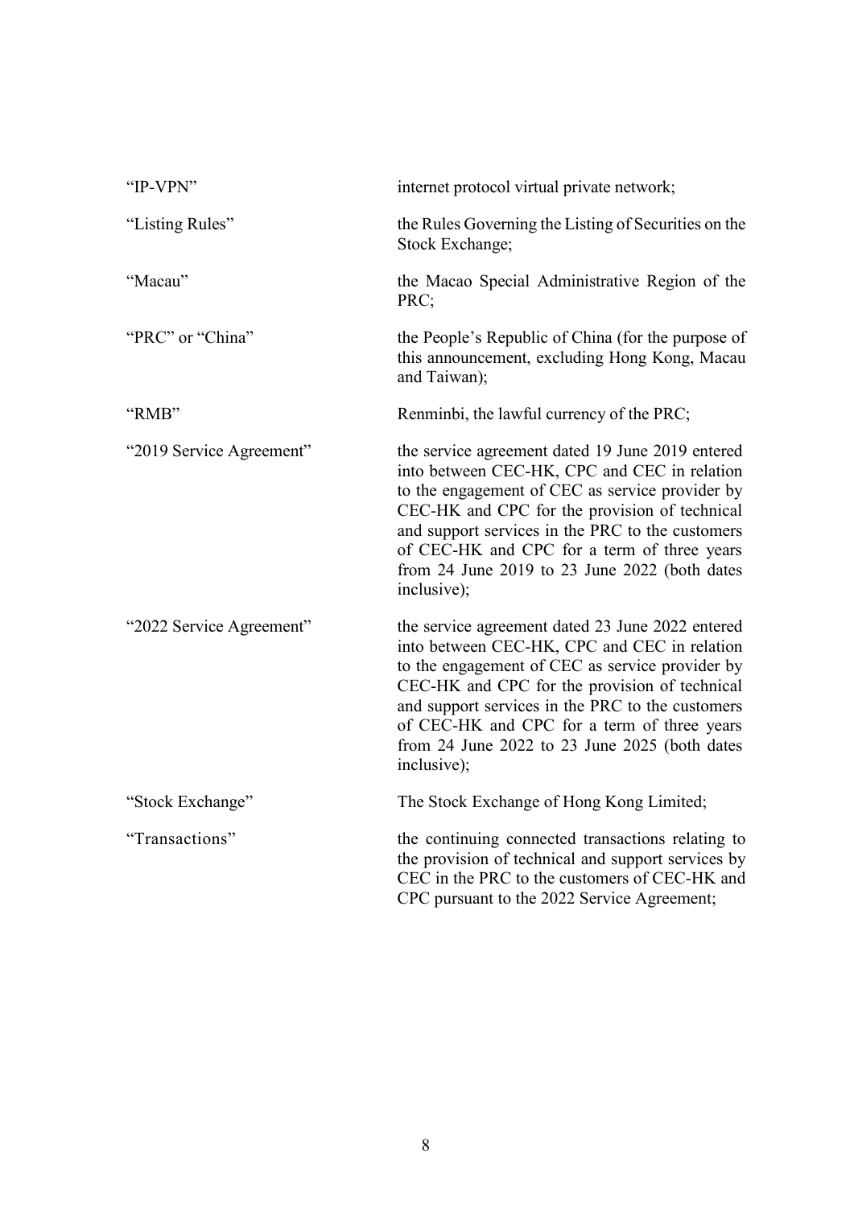| | |
|---|---|
| "IP-VPN" | internet protocol virtual private network; |
| "Listing Rules" | the Rules Governing the Listing of Securities on the Stock Exchange; |
| "Macau" | the Macao Special Administrative Region of the PRC; |
| "PRC" or "China" | the People's Republic of China (for the purpose of this announcement, excluding Hong Kong, Macau and Taiwan); |
| "RMB" | Renminbi, the lawful currency of the PRC; |
| "2019 Service Agreement" | the service agreement dated 19 June 2019 entered into between CEC-HK, CPC and CEC in relation to the engagement of CEC as service provider by CEC-HK and CPC for the provision of technical and support services in the PRC to the customers of CEC-HK and CPC for a term of three years from 24 June 2019 to 23 June 2022 (both dates inclusive); |
| "2022 Service Agreement" | the service agreement dated 23 June 2022 entered into between CEC-HK, CPC and CEC in relation to the engagement of CEC as service provider by CEC-HK and CPC for the provision of technical and support services in the PRC to the customers of CEC-HK and CPC for a term of three years from 24 June 2022 to 23 June 2025 (both dates inclusive); |
| "Stock Exchange" | The Stock Exchange of Hong Kong Limited; |
| "Transactions" | the continuing connected transactions relating to the provision of technical and support services by CEC in the PRC to the customers of CEC-HK and CPC pursuant to the 2022 Service Agreement; |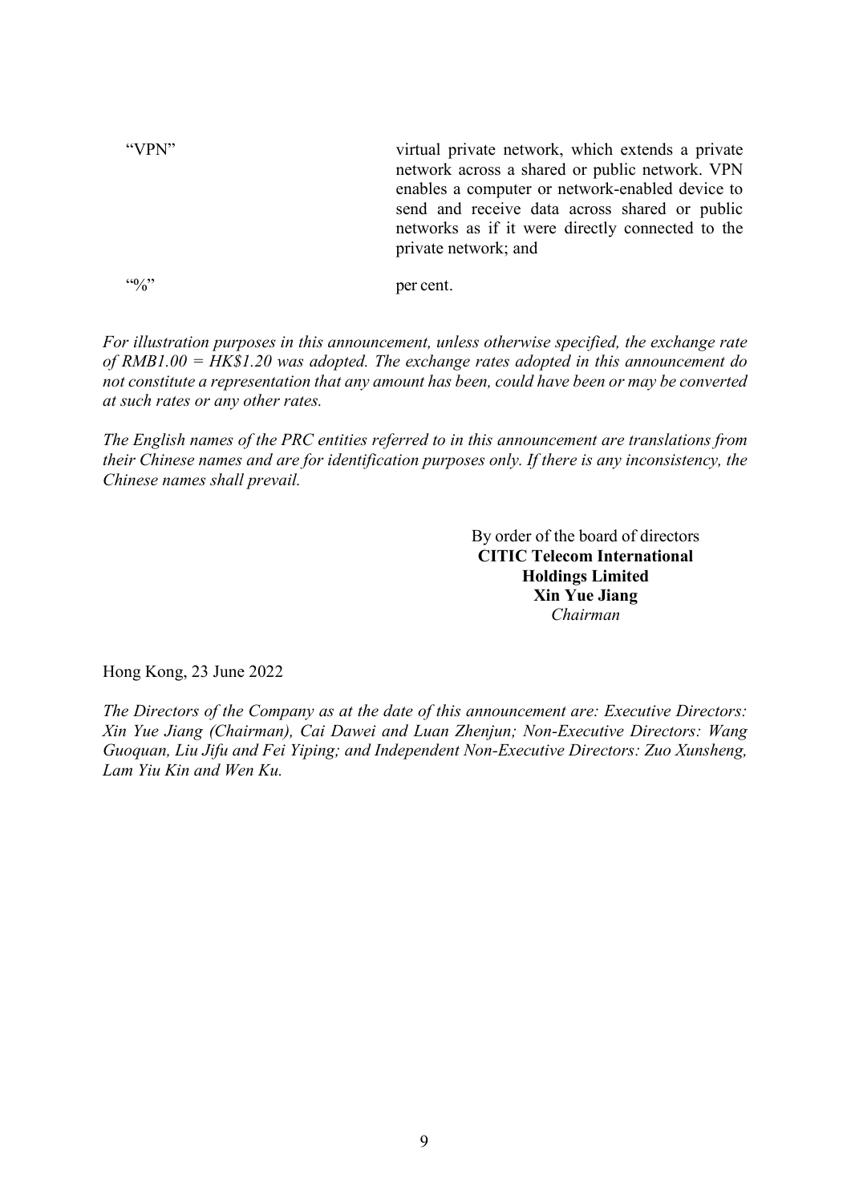| | |
|---|---|
| "VPN" | virtual private network, which extends a private network across a shared or public network. VPN enables a computer or network-enabled device to send and receive data across shared or public networks as if it were directly connected to the private network; and |
| "%" | per cent. |

*For illustration purposes in this announcement, unless otherwise specified, the exchange rate of RMB1.00 = HK$1.20 was adopted. The exchange rates adopted in this announcement do not constitute a representation that any amount has been, could have been or may be converted at such rates or any other rates.*

*The English names of the PRC entities referred to in this announcement are translations from their Chinese names and are for identification purposes only. If there is any inconsistency, the Chinese names shall prevail.*

By order of the board of directors
**CITIC Telecom International Holdings Limited**
**Xin Yue Jiang**
*Chairman*

Hong Kong, 23 June 2022

*The Directors of the Company as at the date of this announcement are: Executive Directors: Xin Yue Jiang (Chairman), Cai Dawei and Luan Zhenjun; Non-Executive Directors: Wang Guoquan, Liu Jifu and Fei Yiping; and Independent Non-Executive Directors: Zuo Xunsheng, Lam Yiu Kin and Wen Ku.*